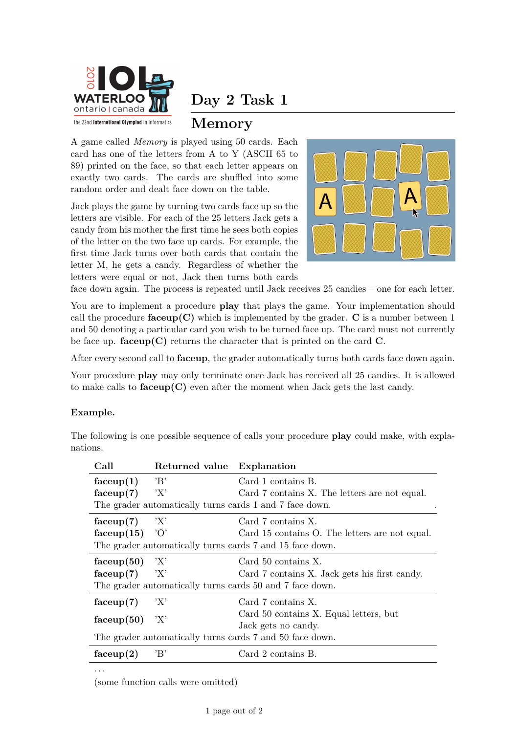# Day 2 Task 1

## Memory

A game called *Memory* is played using 50 cards. Each card has one of the letters from A to Y (ASCII 65 to 89) printed on the face, so that each letter appears on exactly two cards. The cards are shuffled into some random order and dealt face down on the table.

Jack plays the game by turning two cards face up so the letters are visible. For each of the 25 letters Jack gets a candy from his mother the first time he sees both copies of the letter on the two face up cards. For example, the first time Jack turns over both cards that contain the letter M, he gets a candy. Regardless of whether the letters were equal or not, Jack then turns both cards face down again. The process is repeated until Jack receives 25 candies – one for each letter.

You are to implement a procedure **play** that plays the game. Your implementation should call the procedure **faceup(C)** which is implemented by the grader. **C** is a number between 1 and 50 denoting a particular card you wish to be turned face up. The card must not currently be face up. **faceup(C)** returns the character that is printed on the card **C**.

After every second call to **faceup**, the grader automatically turns both cards face down again.

Your procedure **play** may only terminate once Jack has received all 25 candies. It is allowed to make calls to **faceup(C)** even after the moment when Jack gets the last candy.

**Example.**

The following is one possible sequence of calls your procedure **play** could make, with explanations.

| Call | Returned value | Explanation |
|---|---|---|
| **faceup(1)** | 'B' | Card 1 contains B. |
| **faceup(7)** | 'X' | Card 7 contains X. The letters are not equal. |
| The grader automatically turns cards 1 and 7 face down. | | |
| **faceup(7)** | 'X' | Card 7 contains X. |
| **faceup(15)** | 'O' | Card 15 contains O. The letters are not equal. |
| The grader automatically turns cards 7 and 15 face down. | | |
| **faceup(50)** | 'X' | Card 50 contains X. |
| **faceup(7)** | 'X' | Card 7 contains X. Jack gets his first candy. |
| The grader automatically turns cards 50 and 7 face down. | | |
| **faceup(7)** | 'X' | Card 7 contains X. |
| **faceup(50)** | 'X' | Card 50 contains X. Equal letters, but Jack gets no candy. |
| The grader automatically turns cards 7 and 50 face down. | | |
| **faceup(2)** | 'B' | Card 2 contains B. |

...

(some function calls were omitted)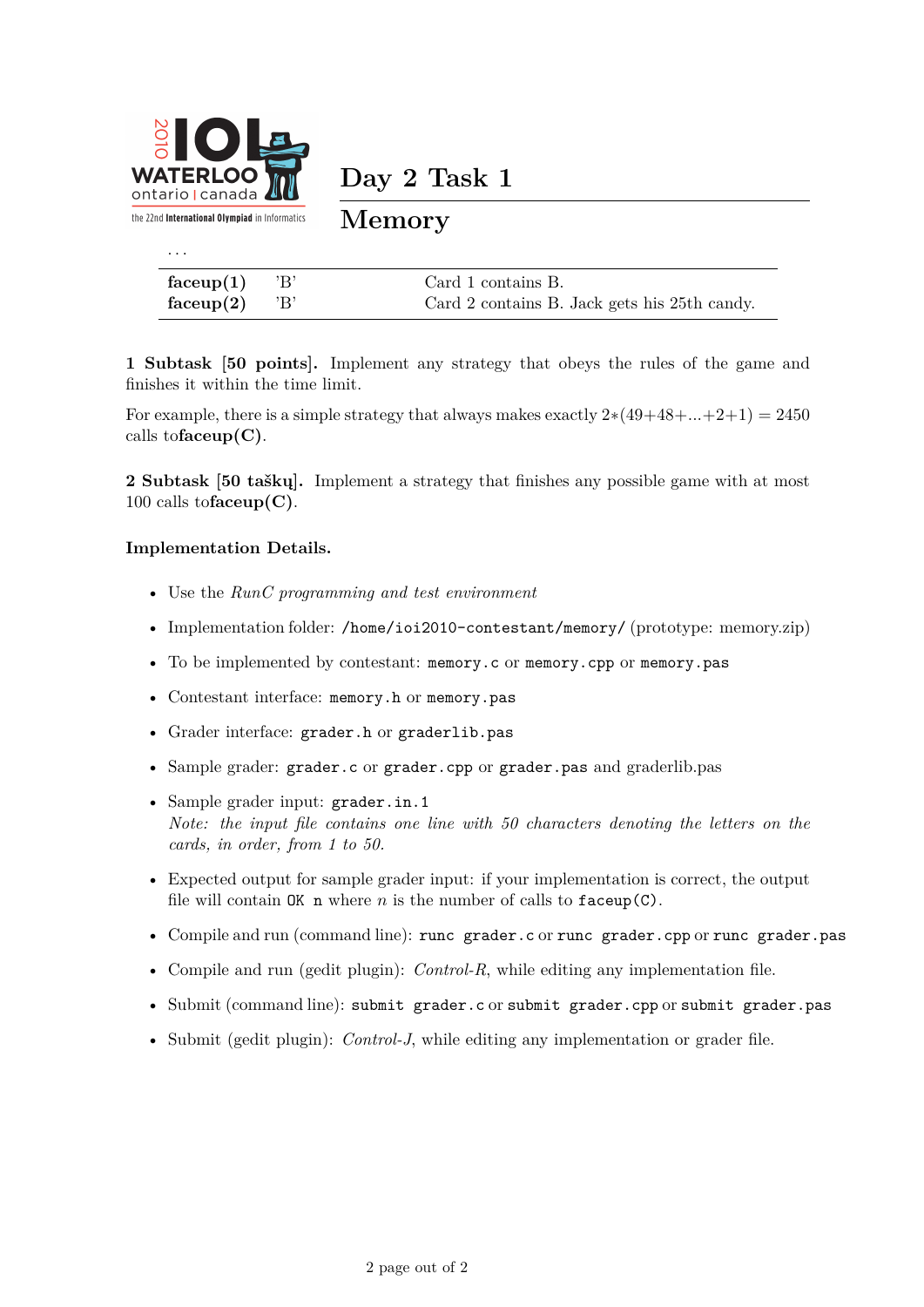...

| | | |
|---|---|---|
| **faceup(1)** | 'B' | Card 1 contains B. |
| **faceup(2)** | 'B' | Card 2 contains B. Jack gets his 25th candy. |

**1 Subtask [50 points].** Implement any strategy that obeys the rules of the game and finishes it within the time limit.

For example, there is a simple strategy that always makes exactly $2*(49+48+...+2+1) = 2450$ calls to**faceup(C)**.

**2 Subtask [50 taškų].** Implement a strategy that finishes any possible game with at most 100 calls to**faceup(C)**.

**Implementation Details.**

- Use the *RunC programming and test environment*
- Implementation folder: `/home/ioi2010-contestant/memory/` (prototype: memory.zip)
- To be implemented by contestant: `memory.c` or `memory.cpp` or `memory.pas`
- Contestant interface: `memory.h` or `memory.pas`
- Grader interface: `grader.h` or `graderlib.pas`
- Sample grader: `grader.c` or `grader.cpp` or `grader.pas` and graderlib.pas
- Sample grader input: `grader.in.1`
  *Note: the input file contains one line with 50 characters denoting the letters on the cards, in order, from 1 to 50.*
- Expected output for sample grader input: if your implementation is correct, the output file will contain `OK n` where *n* is the number of calls to `faceup(C)`.
- Compile and run (command line): `runc grader.c` or `runc grader.cpp` or `runc grader.pas`
- Compile and run (gedit plugin): *Control-R*, while editing any implementation file.
- Submit (command line): `submit grader.c` or `submit grader.cpp` or `submit grader.pas`
- Submit (gedit plugin): *Control-J*, while editing any implementation or grader file.